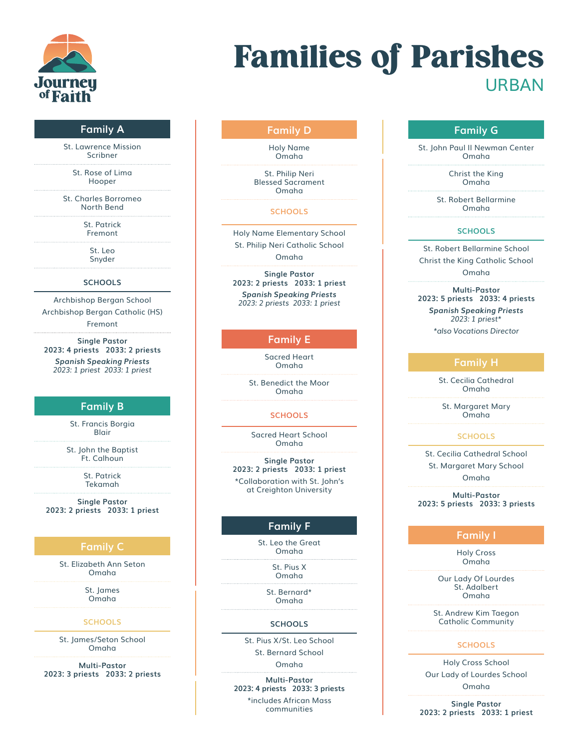Journey of Faith

# Families of Parishes

## URBAN

### Family A

St. Lawrence Mission
Scribner

St. Rose of Lima
Hooper

St. Charles Borromeo
North Bend

St. Patrick
Fremont

St. Leo
Snyder

**SCHOOLS**

Archbishop Bergan School
Archbishop Bergan Catholic (HS)
Fremont

**Single Pastor**
**2023: 4 priests 2033: 2 priests**
***Spanish Speaking Priests***
*2023: 1 priest 2033: 1 priest*

### Family B

St. Francis Borgia
Blair

St. John the Baptist
Ft. Calhoun

St. Patrick
Tekamah

**Single Pastor**
**2023: 2 priests 2033: 1 priest**

### Family C

St. Elizabeth Ann Seton
Omaha

St. James
Omaha

**SCHOOLS**

St. James/Seton School
Omaha

**Multi-Pastor**
**2023: 3 priests 2033: 2 priests**

### Family D

Holy Name
Omaha

St. Philip Neri
Blessed Sacrament
Omaha

**SCHOOLS**

Holy Name Elementary School
St. Philip Neri Catholic School
Omaha

**Single Pastor**
**2023: 2 priests 2033: 1 priest**
***Spanish Speaking Priests***
*2023: 2 priests 2033: 1 priest*

### Family E

Sacred Heart
Omaha

St. Benedict the Moor
Omaha

**SCHOOLS**

Sacred Heart School
Omaha

**Single Pastor**
**2023: 2 priests 2033: 1 priest**
*Collaboration with St. John's at Creighton University

### Family F

St. Leo the Great
Omaha

St. Pius X
Omaha

St. Bernard*
Omaha

**SCHOOLS**

St. Pius X/St. Leo School
St. Bernard School
Omaha

**Multi-Pastor**
**2023: 4 priests 2033: 3 priests**
*includes African Mass communities

### Family G

St. John Paul II Newman Center
Omaha

Christ the King
Omaha

St. Robert Bellarmine
Omaha

**SCHOOLS**

St. Robert Bellarmine School
Christ the King Catholic School
Omaha

**Multi-Pastor**
**2023: 5 priests 2033: 4 priests**
***Spanish Speaking Priests***
*2023: 1 priest**
**also Vocations Director*

### Family H

St. Cecilia Cathedral
Omaha

St. Margaret Mary
Omaha

**SCHOOLS**

St. Cecilia Cathedral School
St. Margaret Mary School
Omaha

**Multi-Pastor**
**2023: 5 priests 2033: 3 priests**

### Family I

Holy Cross
Omaha

Our Lady Of Lourdes
St. Adalbert
Omaha

St. Andrew Kim Taegon
Catholic Community

**SCHOOLS**

Holy Cross School
Our Lady of Lourdes School
Omaha

**Single Pastor**
**2023: 2 priests 2033: 1 priest**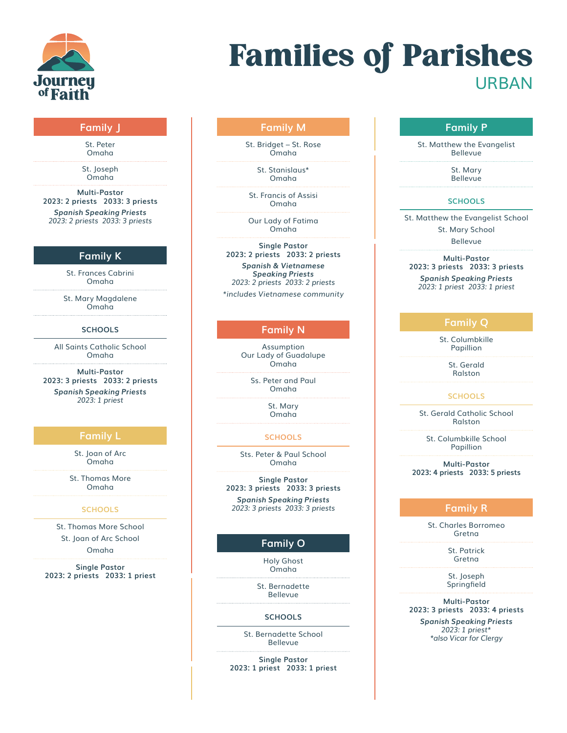# Families of Parishes

## URBAN

Journey of Faith

### Family J

St. Peter
Omaha

St. Joseph
Omaha

**Multi-Pastor**
**2023: 2 priests 2033: 3 priests**

***Spanish Speaking Priests***
*2023: 2 priests 2033: 3 priests*

### Family K

St. Frances Cabrini
Omaha

St. Mary Magdalene
Omaha

**SCHOOLS**

All Saints Catholic School
Omaha

**Multi-Pastor**
**2023: 3 priests 2033: 2 priests**

***Spanish Speaking Priests***
*2023: 1 priest*

### Family L

St. Joan of Arc
Omaha

St. Thomas More
Omaha

**SCHOOLS**

St. Thomas More School
St. Joan of Arc School
Omaha

**Single Pastor**
**2023: 2 priests 2033: 1 priest**

### Family M

St. Bridget – St. Rose
Omaha

St. Stanislaus*
Omaha

St. Francis of Assisi
Omaha

Our Lady of Fatima
Omaha

**Single Pastor**
**2023: 2 priests 2033: 2 priests**

***Spanish & Vietnamese Speaking Priests***
*2023: 2 priests 2033: 2 priests*

**includes Vietnamese community*

### Family N

Assumption
Our Lady of Guadalupe
Omaha

Ss. Peter and Paul
Omaha

St. Mary
Omaha

**SCHOOLS**

Sts. Peter & Paul School
Omaha

**Single Pastor**
**2023: 3 priests 2033: 3 priests**

***Spanish Speaking Priests***
*2023: 3 priests 2033: 3 priests*

### Family O

Holy Ghost
Omaha

St. Bernadette
Bellevue

**SCHOOLS**

St. Bernadette School
Bellevue

**Single Pastor**
**2023: 1 priest 2033: 1 priest**

### Family P

St. Matthew the Evangelist
Bellevue

St. Mary
Bellevue

**SCHOOLS**

St. Matthew the Evangelist School
St. Mary School
Bellevue

**Multi-Pastor**
**2023: 3 priests 2033: 3 priests**

***Spanish Speaking Priests***
*2023: 1 priest 2033: 1 priest*

### Family Q

St. Columbkille
Papillion

St. Gerald
Ralston

**SCHOOLS**

St. Gerald Catholic School
Ralston

St. Columbkille School
Papillion

**Multi-Pastor**
**2023: 4 priests 2033: 5 priests**

### Family R

St. Charles Borromeo
Gretna

St. Patrick
Gretna

St. Joseph
Springfield

**Multi-Pastor**
**2023: 3 priests 2033: 4 priests**

***Spanish Speaking Priests***
*2023: 1 priest**
**also Vicar for Clergy*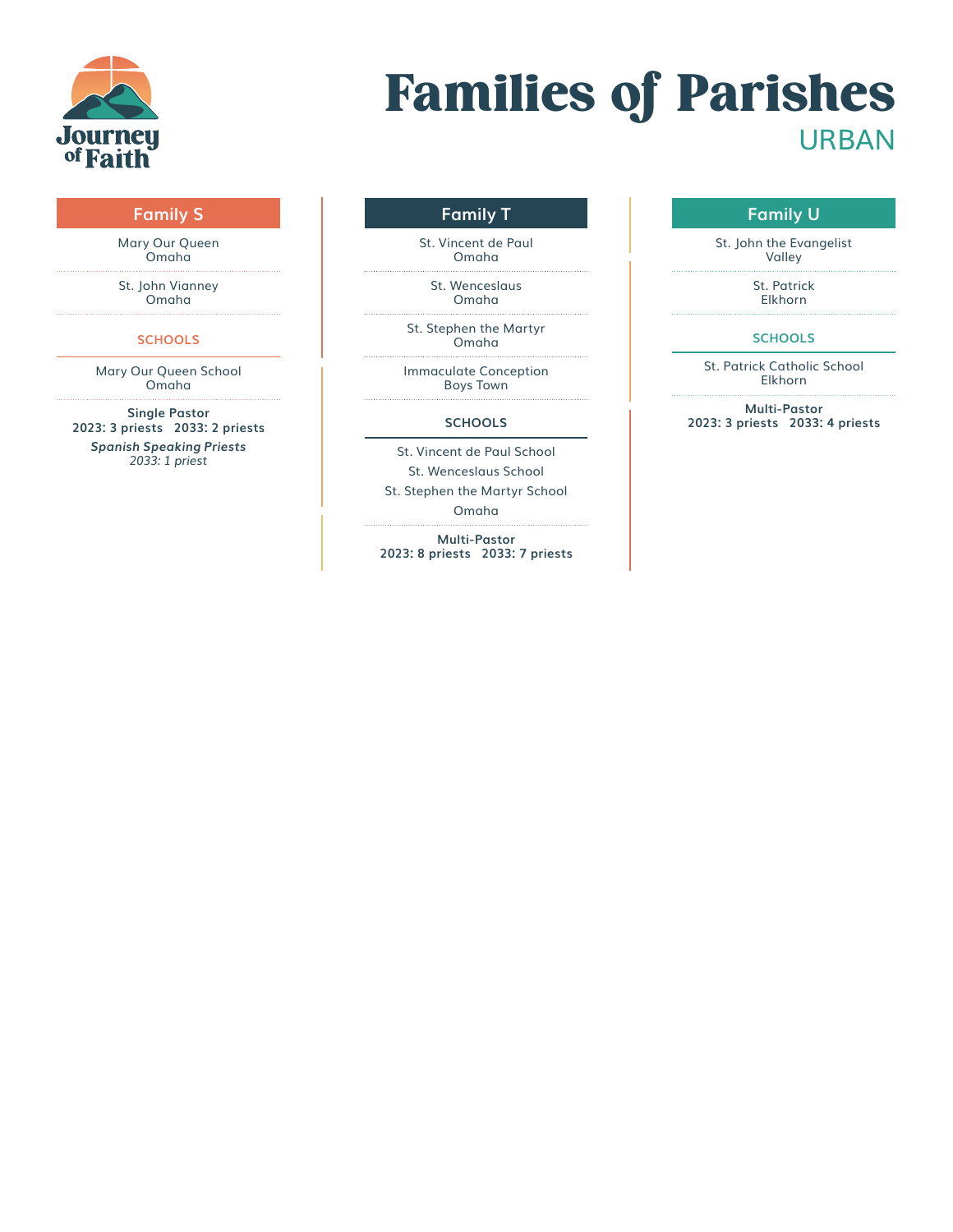Journey of Faith

# Families of Parishes

URBAN

## Family S

St. Vincent... no

Mary Our Queen
Omaha

St. John Vianney
Omaha

### SCHOOLS

Mary Our Queen School
Omaha

**Single Pastor**
**2023: 3 priests 2033: 2 priests**

***Spanish Speaking Priests***
*2033: 1 priest*

## Family T

St. Vincent de Paul
Omaha

St. Wenceslaus
Omaha

St. Stephen the Martyr
Omaha

Immaculate Conception
Boys Town

### SCHOOLS

St. Vincent de Paul School
St. Wenceslaus School
St. Stephen the Martyr School
Omaha

**Multi-Pastor**
**2023: 8 priests 2033: 7 priests**

## Family U

St. John the Evangelist
Valley

St. Patrick
Elkhorn

### SCHOOLS

St. Patrick Catholic School
Elkhorn

**Multi-Pastor**
**2023: 3 priests 2033: 4 priests**